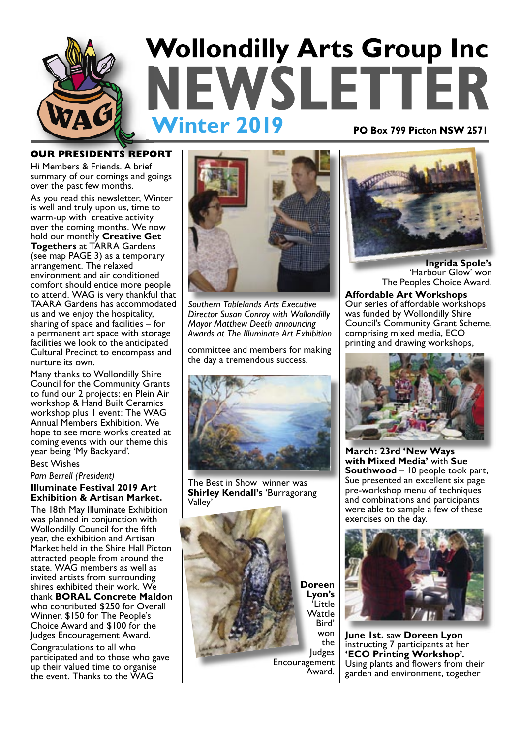# Wollondilly Arts Group Inc NEWSLETTER

## Winter 2019

**PO Box 799 Picton NSW 2571**

### OUR PRESIDENTS REPORT

Hi Members & Friends. A brief summary of our comings and goings over the past few months.

As you read this newsletter, Winter is well and truly upon us, time to warm-up with creative activity over the coming months. We now hold our monthly **Creative Get Togethers** at TARRA Gardens (see map PAGE 3) as a temporary arrangement. The relaxed environment and air conditioned comfort should entice more people to attend. WAG is very thankful that TAARA Gardens has accommodated us and we enjoy the hospitality, sharing of space and facilities – for a permanent art space with storage facilities we look to the anticipated Cultural Precinct to encompass and nurture its own.

Many thanks to Wollondilly Shire Council for the Community Grants to fund our 2 projects: en Plein Air workshop & Hand Built Ceramics workshop plus 1 event: The WAG Annual Members Exhibition. We hope to see more works created at coming events with our theme this year being 'My Backyard'.

Best Wishes

*Pam Berrell (President)*

### Illuminate Festival 2019 Art Exhibition & Artisan Market.

The 18th May Illuminate Exhibition was planned in conjunction with Wollondilly Council for the fifth year, the exhibition and Artisan Market held in the Shire Hall Picton attracted people from around the state. WAG members as well as invited artists from surrounding shires exhibited their work. We thank **BORAL Concrete Maldon** who contributed $250 for Overall Winner, $150 for The People's Choice Award and $100 for the Judges Encouragement Award.

Congratulations to all who participated and to those who gave up their valued time to organise the event. Thanks to the WAG committee and members for making the day a tremendous success.

*Southern Tablelands Arts Executive Director Susan Conroy with Wollondilly Mayor Matthew Deeth announcing Awards at The Illuminate Art Exhibition*

The Best in Show winner was **Shirley Kendall's** 'Burragorang Valley'

**Doreen Lyon's** 'Little Wattle Bird' won the Judges Encouragement Award.

**Ingrida Spole's** 'Harbour Glow' won The Peoples Choice Award.

### Affordable Art Workshops

Our series of affordable workshops was funded by Wollondilly Shire Council's Community Grant Scheme, comprising mixed media, ECO printing and drawing workshops,

**March: 23rd 'New Ways with Mixed Media'** with **Sue Southwood** – 10 people took part, Sue presented an excellent six page pre-workshop menu of techniques and combinations and participants were able to sample a few of these exercises on the day.

**June 1st.** saw **Doreen Lyon** instructing 7 participants at her **'ECO Printing Workshop'.** Using plants and flowers from their garden and environment, together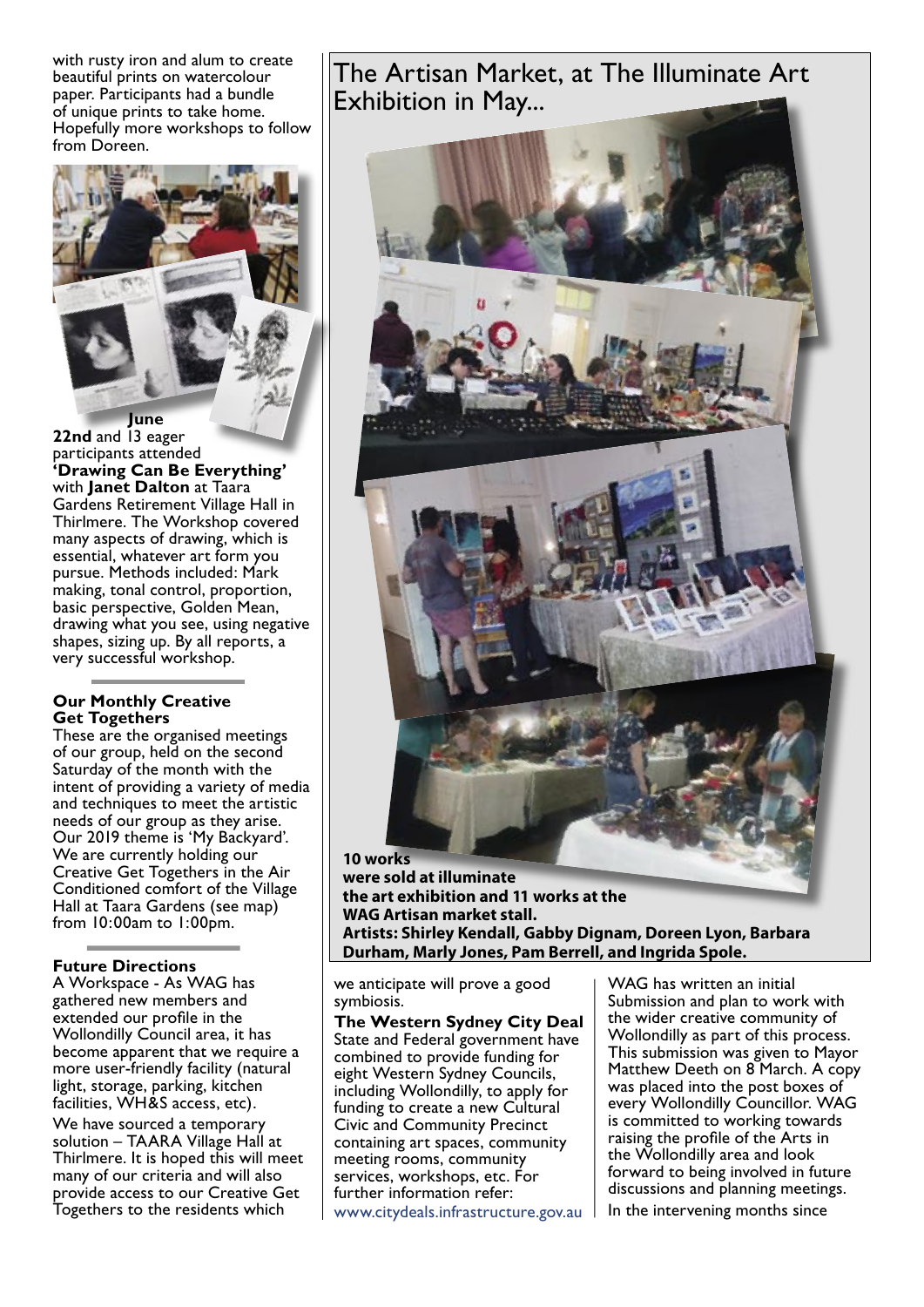with rusty iron and alum to create beautiful prints on watercolour paper. Participants had a bundle of unique prints to take home. Hopefully more workshops to follow from Doreen.

**June 22nd** and 13 eager participants attended **'Drawing Can Be Everything'** with **Janet Dalton** at Taara Gardens Retirement Village Hall in Thirlmere. The Workshop covered many aspects of drawing, which is essential, whatever art form you pursue. Methods included: Mark making, tonal control, proportion, basic perspective, Golden Mean, drawing what you see, using negative shapes, sizing up. By all reports, a very successful workshop.

### Our Monthly Creative Get Togethers

These are the organised meetings of our group, held on the second Saturday of the month with the intent of providing a variety of media and techniques to meet the artistic needs of our group as they arise. Our 2019 theme is 'My Backyard'. We are currently holding our Creative Get Togethers in the Air Conditioned comfort of the Village Hall at Taara Gardens (see map) from 10:00am to 1:00pm.

### Future Directions

A Workspace - As WAG has gathered new members and extended our profile in the Wollondilly Council area, it has become apparent that we require a more user-friendly facility (natural light, storage, parking, kitchen facilities, WH&S access, etc).

We have sourced a temporary solution – TAARA Village Hall at Thirlmere. It is hoped this will meet many of our criteria and will also provide access to our Creative Get Togethers to the residents which we anticipate will prove a good symbiosis.

**The Western Sydney City Deal**
State and Federal government have combined to provide funding for eight Western Sydney Councils, including Wollondilly, to apply for funding to create a new Cultural Civic and Community Precinct containing art spaces, community meeting rooms, community services, workshops, etc. For further information refer: www.citydeals.infrastructure.gov.au

WAG has written an initial Submission and plan to work with the wider creative community of Wollondilly as part of this process. This submission was given to Mayor Matthew Deeth on 8 March. A copy was placed into the post boxes of every Wollondilly Councillor. WAG is committed to working towards raising the profile of the Arts in the Wollondilly area and look forward to being involved in future discussions and planning meetings.

In the intervening months since

## The Artisan Market, at The Illuminate Art Exhibition in May...

**10 works were sold at illuminate the art exhibition and 11 works at the WAG Artisan market stall. Artists: Shirley Kendall, Gabby Dignam, Doreen Lyon, Barbara Durham, Marly Jones, Pam Berrell, and Ingrida Spole.**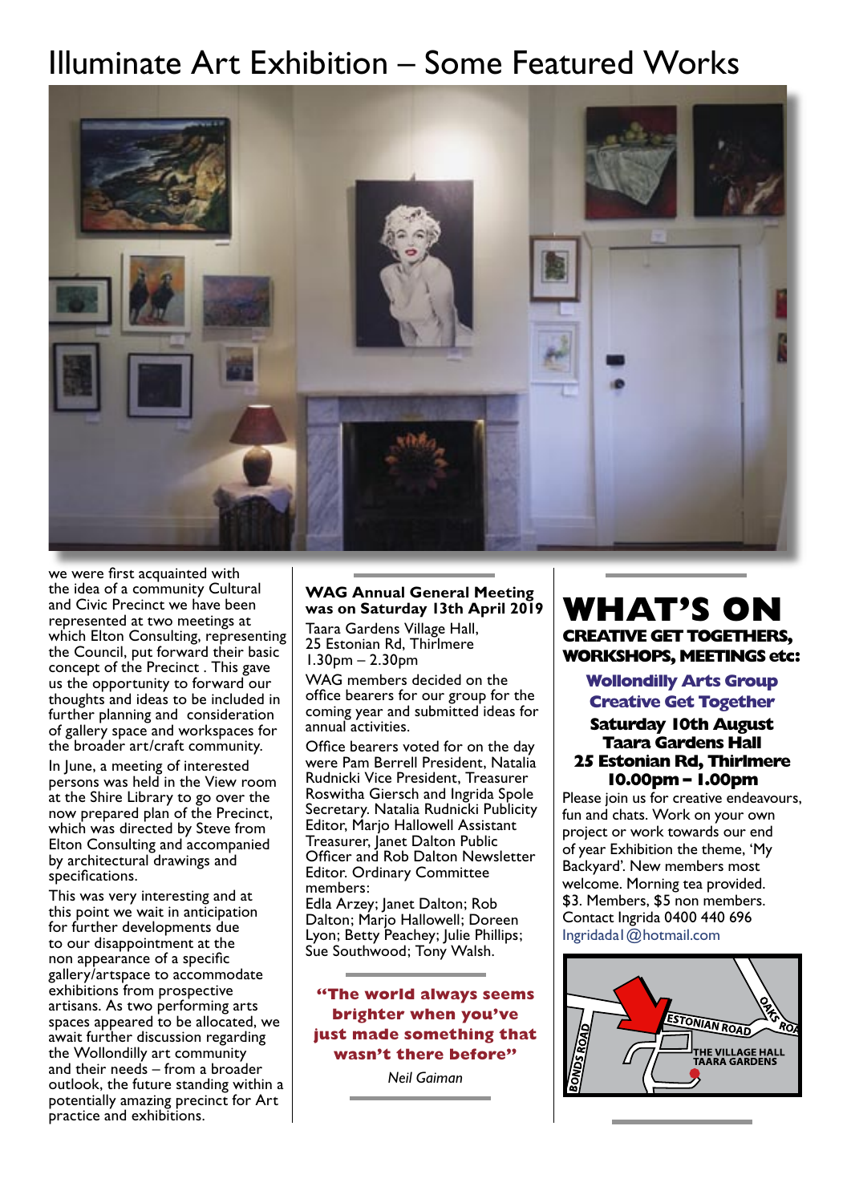# Illuminate Art Exhibition – Some Featured Works

we were first acquainted with the idea of a community Cultural and Civic Precinct we have been represented at two meetings at which Elton Consulting, representing the Council, put forward their basic concept of the Precinct . This gave us the opportunity to forward our thoughts and ideas to be included in further planning and consideration of gallery space and workspaces for the broader art/craft community.

In June, a meeting of interested persons was held in the View room at the Shire Library to go over the now prepared plan of the Precinct, which was directed by Steve from Elton Consulting and accompanied by architectural drawings and specifications.

This was very interesting and at this point we wait in anticipation for further developments due to our disappointment at the non appearance of a specific gallery/artspace to accommodate exhibitions from prospective artisans. As two performing arts spaces appeared to be allocated, we await further discussion regarding the Wollondilly art community and their needs – from a broader outlook, the future standing within a potentially amazing precinct for Art practice and exhibitions.

**WAG Annual General Meeting was on Saturday 13th April 2019**

Taara Gardens Village Hall,
25 Estonian Rd, Thirlmere
1.30pm – 2.30pm

WAG members decided on the office bearers for our group for the coming year and submitted ideas for annual activities.

Office bearers voted for on the day were Pam Berrell President, Natalia Rudnicki Vice President, Treasurer Roswitha Giersch and Ingrida Spole Secretary. Natalia Rudnicki Publicity Editor, Marjo Hallowell Assistant Treasurer, Janet Dalton Public Officer and Rob Dalton Newsletter Editor. Ordinary Committee members:
Edla Arzey; Janet Dalton; Rob Dalton; Marjo Hallowell; Doreen Lyon; Betty Peachey; Julie Phillips; Sue Southwood; Tony Walsh.

**"The world always seems brighter when you've just made something that wasn't there before"**

*Neil Gaiman*

# WHAT'S ON

**CREATIVE GET TOGETHERS, WORKSHOPS, MEETINGS etc:**

**Wollondilly Arts Group Creative Get Together**

**Saturday 10th August**
**Taara Gardens Hall**
**25 Estonian Rd, Thirlmere**
**10.00pm – 1.00pm**

Please join us for creative endeavours, fun and chats. Work on your own project or work towards our end of year Exhibition the theme, 'My Backyard'. New members most welcome. Morning tea provided. $3. Members, $5 non members.
Contact Ingrida 0400 440 696
Ingridada1@hotmail.com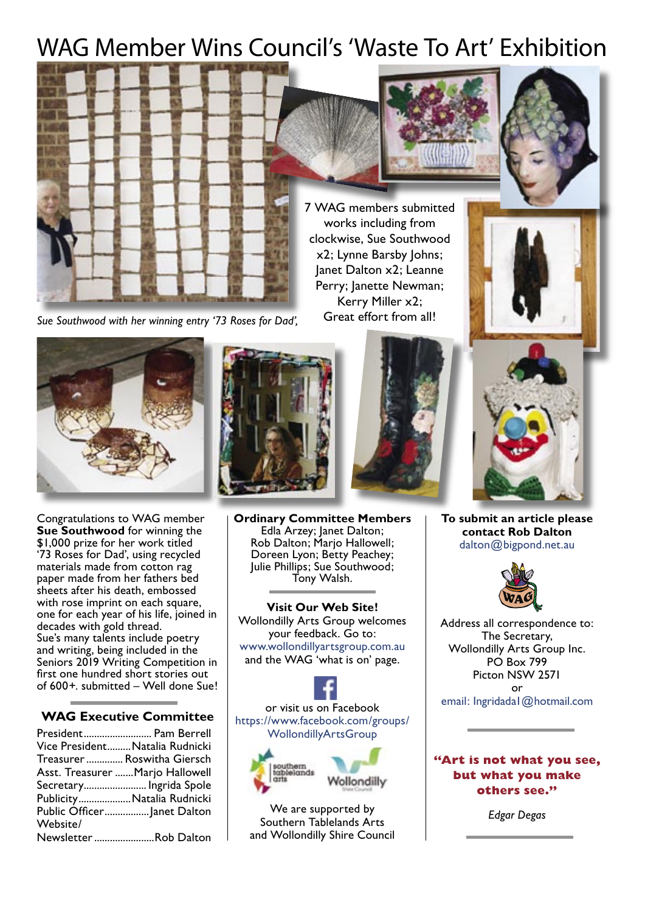# WAG Member Wins Council's 'Waste To Art' Exhibition

*Sue Southwood with her winning entry '73 Roses for Dad',*

7 WAG members submitted works including from clockwise, Sue Southwood x2; Lynne Barsby Johns; Janet Dalton x2; Leanne Perry; Janette Newman; Kerry Miller x2; Great effort from all!

Congratulations to WAG member **Sue Southwood** for winning the $1,000 prize for her work titled '73 Roses for Dad', using recycled materials made from cotton rag paper made from her fathers bed sheets after his death, embossed with rose imprint on each square, one for each year of his life, joined in decades with gold thread.
Sue's many talents include poetry and writing, being included in the Seniors 2019 Writing Competition in first one hundred short stories out of 600+. submitted – Well done Sue!

## WAG Executive Committee

President .......................... Pam Berrell
Vice President......... Natalia Rudnicki
Treasurer ............. Roswitha Giersch
Asst. Treasurer ....... Marjo Hallowell
Secretary......................... Ingrida Spole
Publicity.................... Natalia Rudnicki
Public Officer................. Janet Dalton
Website/
Newsletter ....................... Rob Dalton

**Ordinary Committee Members**
Edla Arzey; Janet Dalton; Rob Dalton; Marjo Hallowell; Doreen Lyon; Betty Peachey; Julie Phillips; Sue Southwood; Tony Walsh.

**Visit Our Web Site!**
Wollondilly Arts Group welcomes your feedback. Go to:
www.wollondillyartsgroup.com.au
and the WAG 'what is on' page.

or visit us on Facebook
https://www.facebook.com/groups/WollondillyArtsGroup

We are supported by Southern Tablelands Arts and Wollondilly Shire Council

**To submit an article please contact Rob Dalton**
dalton@bigpond.net.au

Address all correspondence to:
The Secretary,
Wollondilly Arts Group Inc.
PO Box 799
Picton NSW 2571
or
email: Ingridada1@hotmail.com

**"Art is not what you see, but what you make others see."**

*Edgar Degas*